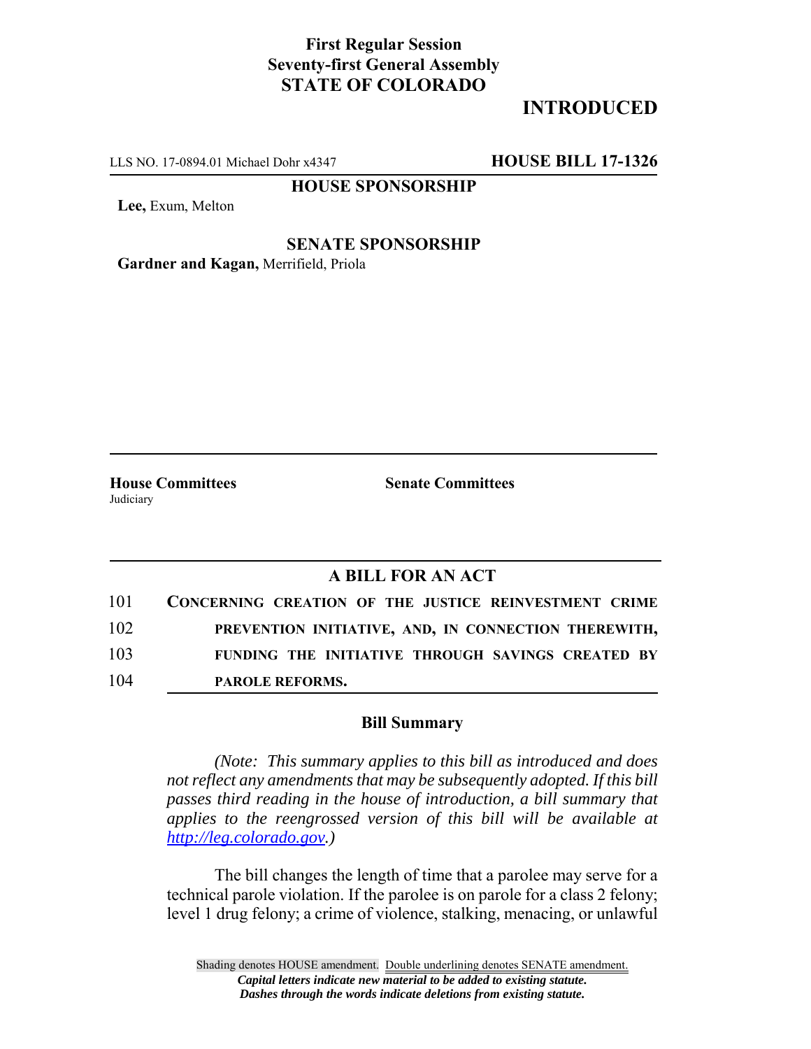**First Regular Session**
**Seventy-first General Assembly**
**STATE OF COLORADO**

# INTRODUCED

LLS NO. 17-0894.01 Michael Dohr x4347 **HOUSE BILL 17-1326**

**HOUSE SPONSORSHIP**

**Lee,** Exum, Melton

**SENATE SPONSORSHIP**

**Gardner and Kagan,** Merrifield, Priola

**House Committees**
Judiciary

**Senate Committees**

## A BILL FOR AN ACT

101 **CONCERNING CREATION OF THE JUSTICE REINVESTMENT CRIME**
102 **PREVENTION INITIATIVE, AND, IN CONNECTION THEREWITH,**
103 **FUNDING THE INITIATIVE THROUGH SAVINGS CREATED BY**
104 **PAROLE REFORMS.**

### Bill Summary

*(Note: This summary applies to this bill as introduced and does not reflect any amendments that may be subsequently adopted. If this bill passes third reading in the house of introduction, a bill summary that applies to the reengrossed version of this bill will be available at http://leg.colorado.gov.)*

The bill changes the length of time that a parolee may serve for a technical parole violation. If the parolee is on parole for a class 2 felony; level 1 drug felony; a crime of violence, stalking, menacing, or unlawful

Shading denotes HOUSE amendment. Double underlining denotes SENATE amendment.
*Capital letters indicate new material to be added to existing statute.*
*Dashes through the words indicate deletions from existing statute.*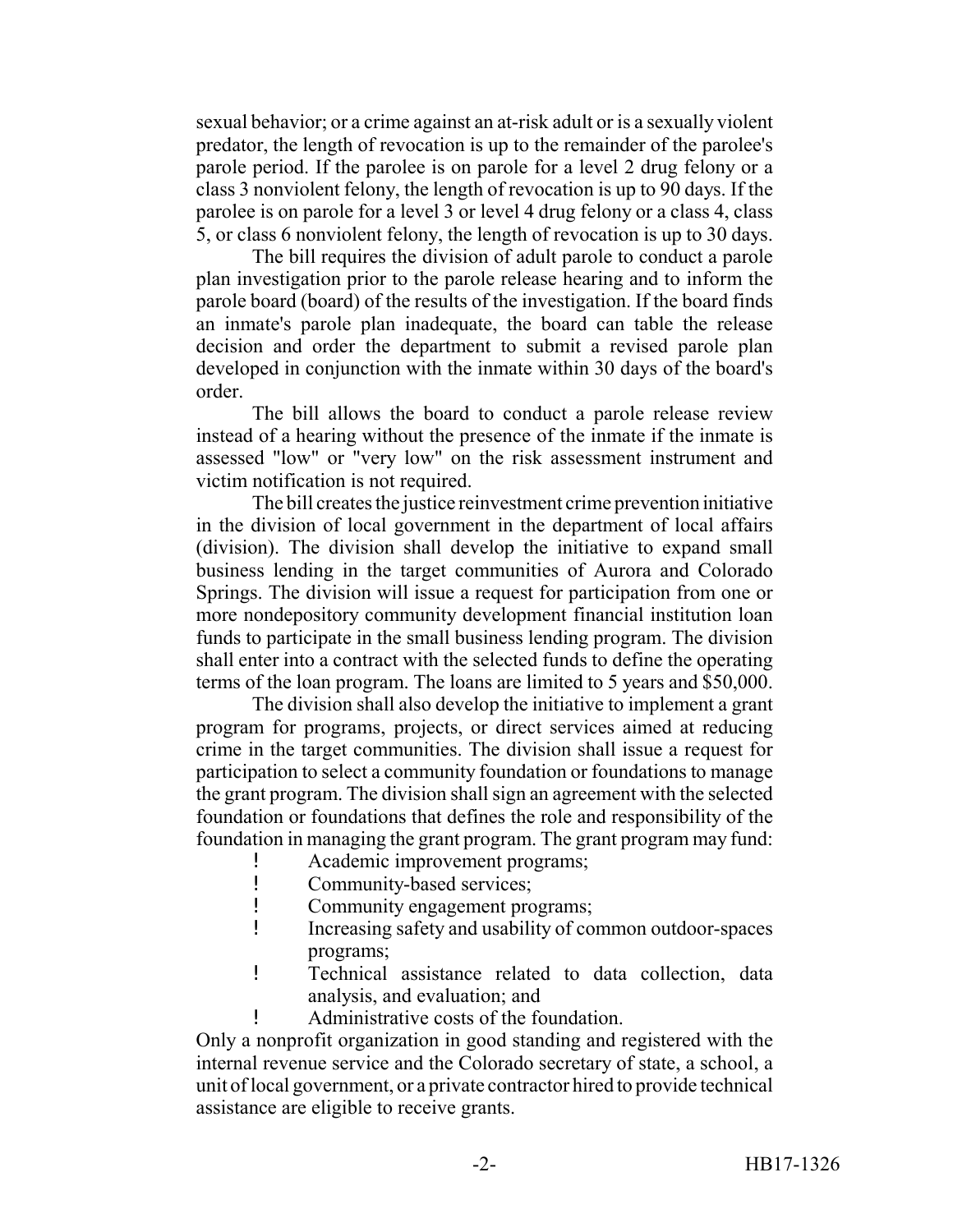sexual behavior; or a crime against an at-risk adult or is a sexually violent predator, the length of revocation is up to the remainder of the parolee's parole period. If the parolee is on parole for a level 2 drug felony or a class 3 nonviolent felony, the length of revocation is up to 90 days. If the parolee is on parole for a level 3 or level 4 drug felony or a class 4, class 5, or class 6 nonviolent felony, the length of revocation is up to 30 days.

The bill requires the division of adult parole to conduct a parole plan investigation prior to the parole release hearing and to inform the parole board (board) of the results of the investigation. If the board finds an inmate's parole plan inadequate, the board can table the release decision and order the department to submit a revised parole plan developed in conjunction with the inmate within 30 days of the board's order.

The bill allows the board to conduct a parole release review instead of a hearing without the presence of the inmate if the inmate is assessed "low" or "very low" on the risk assessment instrument and victim notification is not required.

The bill creates the justice reinvestment crime prevention initiative in the division of local government in the department of local affairs (division). The division shall develop the initiative to expand small business lending in the target communities of Aurora and Colorado Springs. The division will issue a request for participation from one or more nondepository community development financial institution loan funds to participate in the small business lending program. The division shall enter into a contract with the selected funds to define the operating terms of the loan program. The loans are limited to 5 years and $50,000.

The division shall also develop the initiative to implement a grant program for programs, projects, or direct services aimed at reducing crime in the target communities. The division shall issue a request for participation to select a community foundation or foundations to manage the grant program. The division shall sign an agreement with the selected foundation or foundations that defines the role and responsibility of the foundation in managing the grant program. The grant program may fund:

- Academic improvement programs;
- Community-based services;
- Community engagement programs;
- Increasing safety and usability of common outdoor-spaces programs;
- Technical assistance related to data collection, data analysis, and evaluation; and
- Administrative costs of the foundation.

Only a nonprofit organization in good standing and registered with the internal revenue service and the Colorado secretary of state, a school, a unit of local government, or a private contractor hired to provide technical assistance are eligible to receive grants.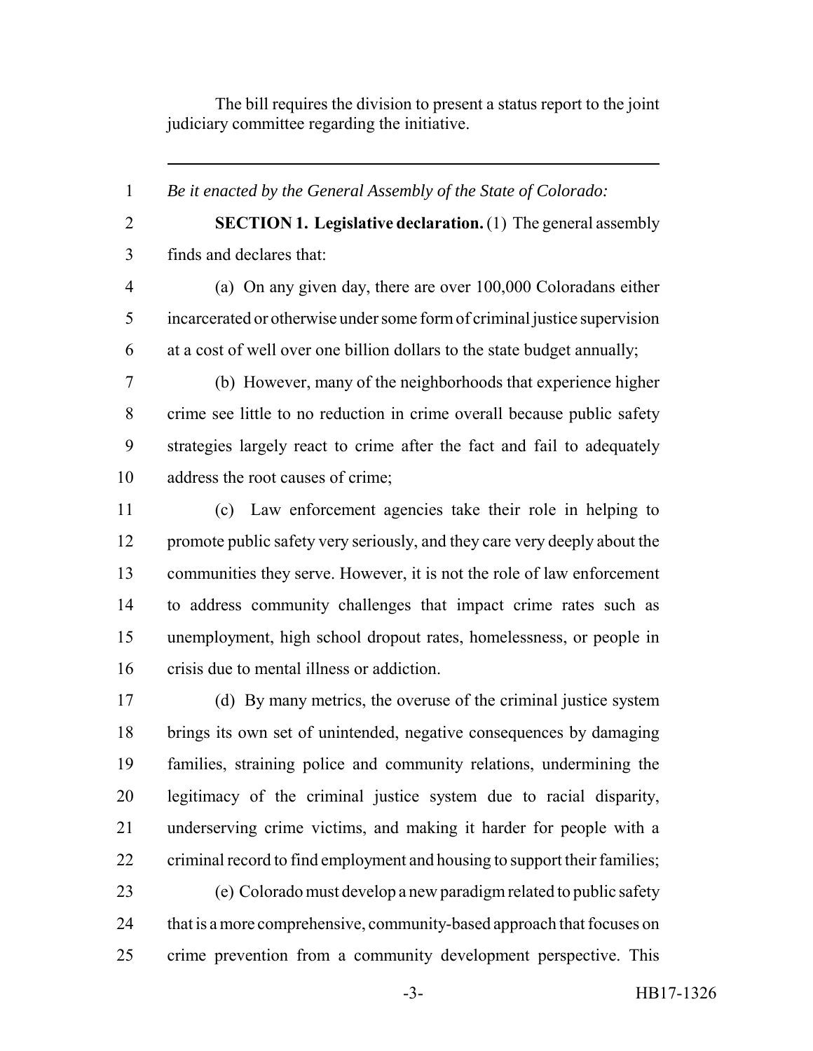The bill requires the division to present a status report to the joint judiciary committee regarding the initiative.

---

*Be it enacted by the General Assembly of the State of Colorado:*

**SECTION 1. Legislative declaration.** (1) The general assembly finds and declares that:

(a) On any given day, there are over 100,000 Coloradans either incarcerated or otherwise under some form of criminal justice supervision at a cost of well over one billion dollars to the state budget annually;

(b) However, many of the neighborhoods that experience higher crime see little to no reduction in crime overall because public safety strategies largely react to crime after the fact and fail to adequately address the root causes of crime;

(c) Law enforcement agencies take their role in helping to promote public safety very seriously, and they care very deeply about the communities they serve. However, it is not the role of law enforcement to address community challenges that impact crime rates such as unemployment, high school dropout rates, homelessness, or people in crisis due to mental illness or addiction.

(d) By many metrics, the overuse of the criminal justice system brings its own set of unintended, negative consequences by damaging families, straining police and community relations, undermining the legitimacy of the criminal justice system due to racial disparity, underserving crime victims, and making it harder for people with a criminal record to find employment and housing to support their families;

(e) Colorado must develop a new paradigm related to public safety that is a more comprehensive, community-based approach that focuses on crime prevention from a community development perspective. This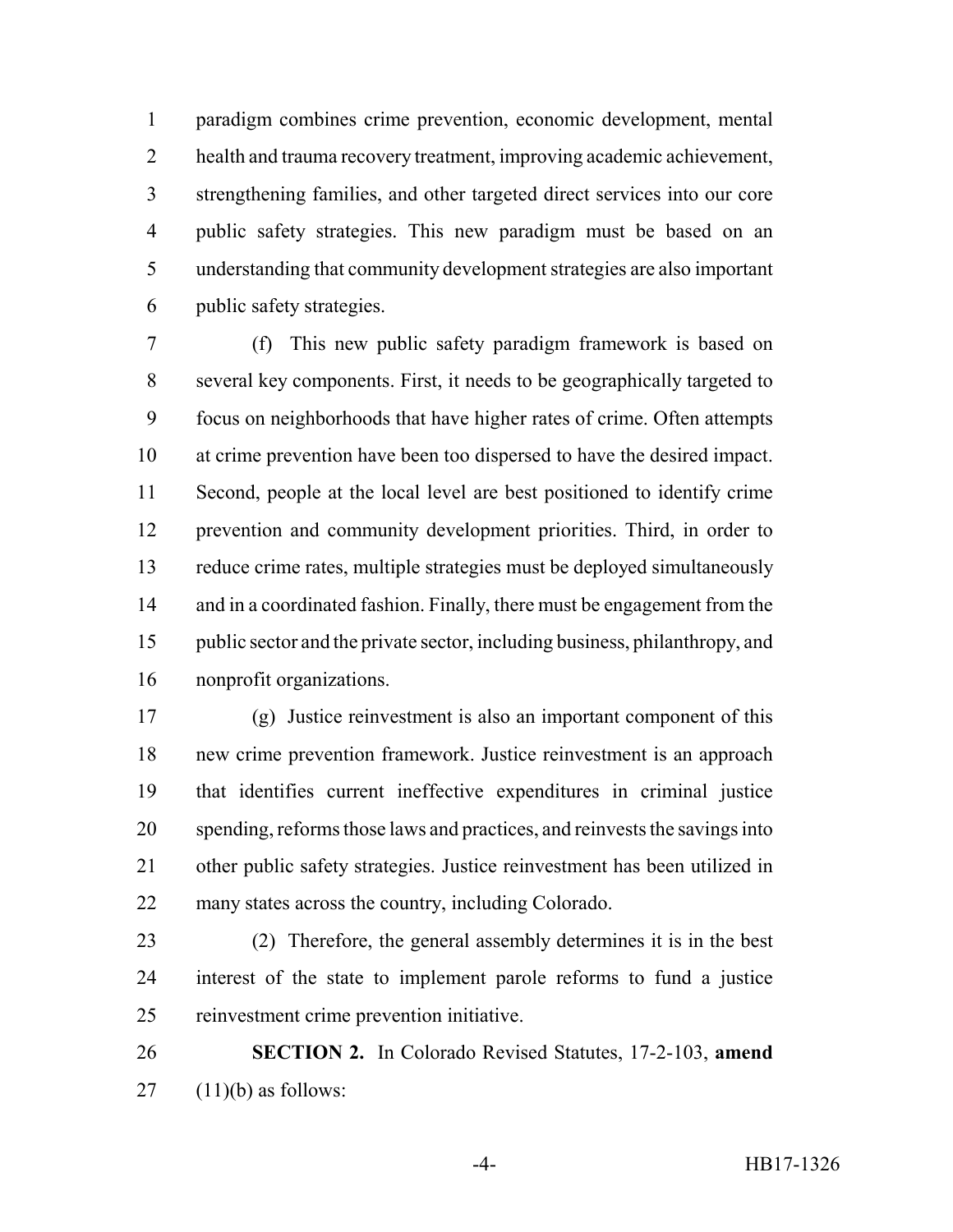paradigm combines crime prevention, economic development, mental health and trauma recovery treatment, improving academic achievement, strengthening families, and other targeted direct services into our core public safety strategies. This new paradigm must be based on an understanding that community development strategies are also important public safety strategies.

(f) This new public safety paradigm framework is based on several key components. First, it needs to be geographically targeted to focus on neighborhoods that have higher rates of crime. Often attempts at crime prevention have been too dispersed to have the desired impact. Second, people at the local level are best positioned to identify crime prevention and community development priorities. Third, in order to reduce crime rates, multiple strategies must be deployed simultaneously and in a coordinated fashion. Finally, there must be engagement from the public sector and the private sector, including business, philanthropy, and nonprofit organizations.

(g) Justice reinvestment is also an important component of this new crime prevention framework. Justice reinvestment is an approach that identifies current ineffective expenditures in criminal justice spending, reforms those laws and practices, and reinvests the savings into other public safety strategies. Justice reinvestment has been utilized in many states across the country, including Colorado.

(2) Therefore, the general assembly determines it is in the best interest of the state to implement parole reforms to fund a justice reinvestment crime prevention initiative.

**SECTION 2.** In Colorado Revised Statutes, 17-2-103, **amend** (11)(b) as follows: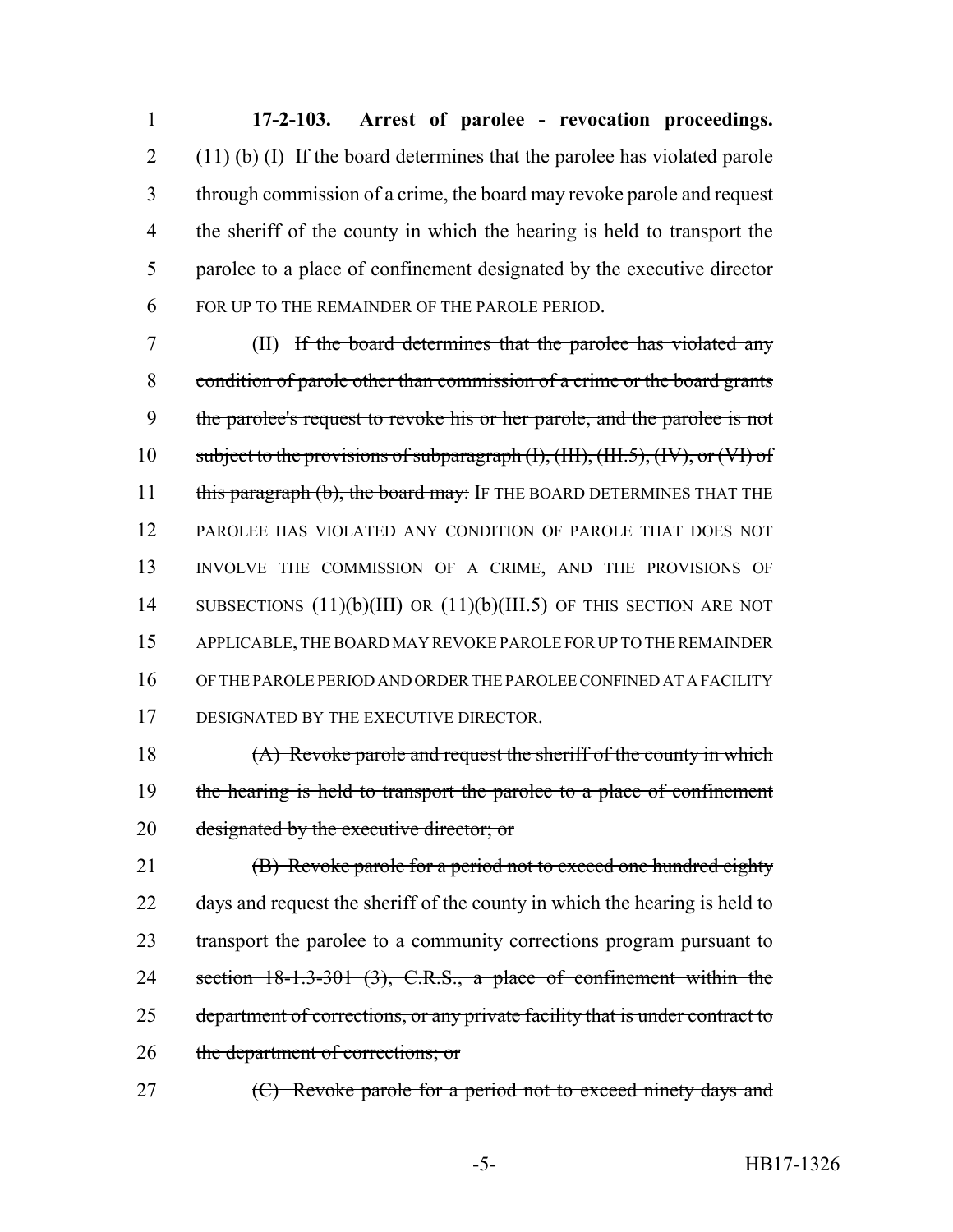**17-2-103. Arrest of parolee - revocation proceedings.** (11) (b) (I) If the board determines that the parolee has violated parole through commission of a crime, the board may revoke parole and request the sheriff of the county in which the hearing is held to transport the parolee to a place of confinement designated by the executive director FOR UP TO THE REMAINDER OF THE PAROLE PERIOD.

(II) ~~If the board determines that the parolee has violated any condition of parole other than commission of a crime or the board grants the parolee's request to revoke his or her parole, and the parolee is not subject to the provisions of subparagraph (I), (III), (III.5), (IV), or (VI) of this paragraph (b), the board may:~~ IF THE BOARD DETERMINES THAT THE PAROLEE HAS VIOLATED ANY CONDITION OF PAROLE THAT DOES NOT INVOLVE THE COMMISSION OF A CRIME, AND THE PROVISIONS OF SUBSECTIONS (11)(b)(III) OR (11)(b)(III.5) OF THIS SECTION ARE NOT APPLICABLE, THE BOARD MAY REVOKE PAROLE FOR UP TO THE REMAINDER OF THE PAROLE PERIOD AND ORDER THE PAROLEE CONFINED AT A FACILITY DESIGNATED BY THE EXECUTIVE DIRECTOR.

~~(A) Revoke parole and request the sheriff of the county in which the hearing is held to transport the parolee to a place of confinement designated by the executive director; or~~

~~(B) Revoke parole for a period not to exceed one hundred eighty days and request the sheriff of the county in which the hearing is held to transport the parolee to a community corrections program pursuant to section 18-1.3-301 (3), C.R.S., a place of confinement within the department of corrections, or any private facility that is under contract to the department of corrections; or~~

~~(C) Revoke parole for a period not to exceed ninety days and~~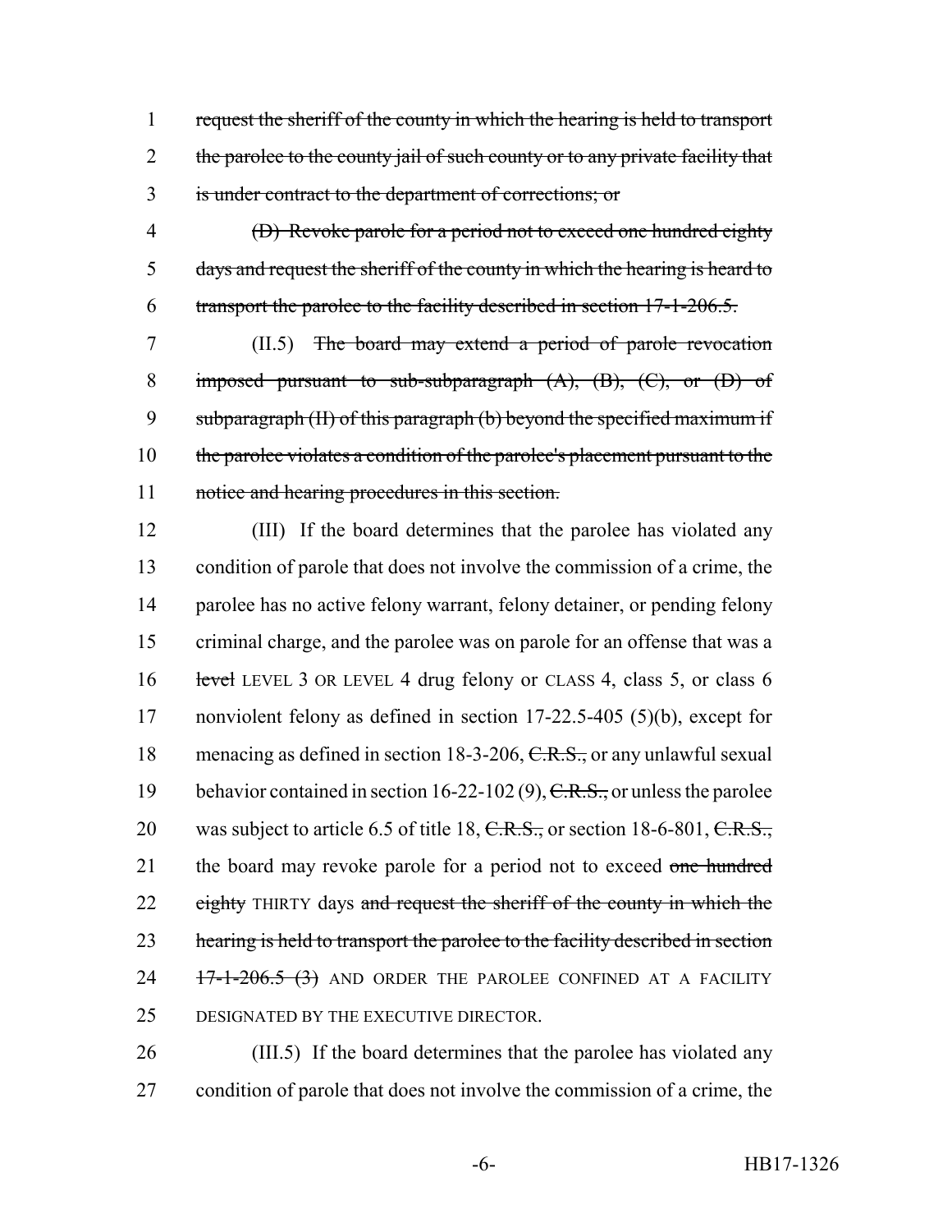request the sheriff of the county in which the hearing is held to transport the parolee to the county jail of such county or to any private facility that is under contract to the department of corrections; or

(D) Revoke parole for a period not to exceed one hundred eighty days and request the sheriff of the county in which the hearing is heard to transport the parolee to the facility described in section 17-1-206.5.

(II.5) The board may extend a period of parole revocation imposed pursuant to sub-subparagraph (A), (B), (C), or (D) of subparagraph (II) of this paragraph (b) beyond the specified maximum if the parolee violates a condition of the parolee's placement pursuant to the notice and hearing procedures in this section.

(III) If the board determines that the parolee has violated any condition of parole that does not involve the commission of a crime, the parolee has no active felony warrant, felony detainer, or pending felony criminal charge, and the parolee was on parole for an offense that was a level LEVEL 3 OR LEVEL 4 drug felony or CLASS 4, class 5, or class 6 nonviolent felony as defined in section 17-22.5-405 (5)(b), except for menacing as defined in section 18-3-206, C.R.S., or any unlawful sexual behavior contained in section 16-22-102 (9), C.R.S., or unless the parolee was subject to article 6.5 of title 18, C.R.S., or section 18-6-801, C.R.S., the board may revoke parole for a period not to exceed one hundred eighty THIRTY days and request the sheriff of the county in which the hearing is held to transport the parolee to the facility described in section 17-1-206.5 (3) AND ORDER THE PAROLEE CONFINED AT A FACILITY DESIGNATED BY THE EXECUTIVE DIRECTOR.

(III.5) If the board determines that the parolee has violated any condition of parole that does not involve the commission of a crime, the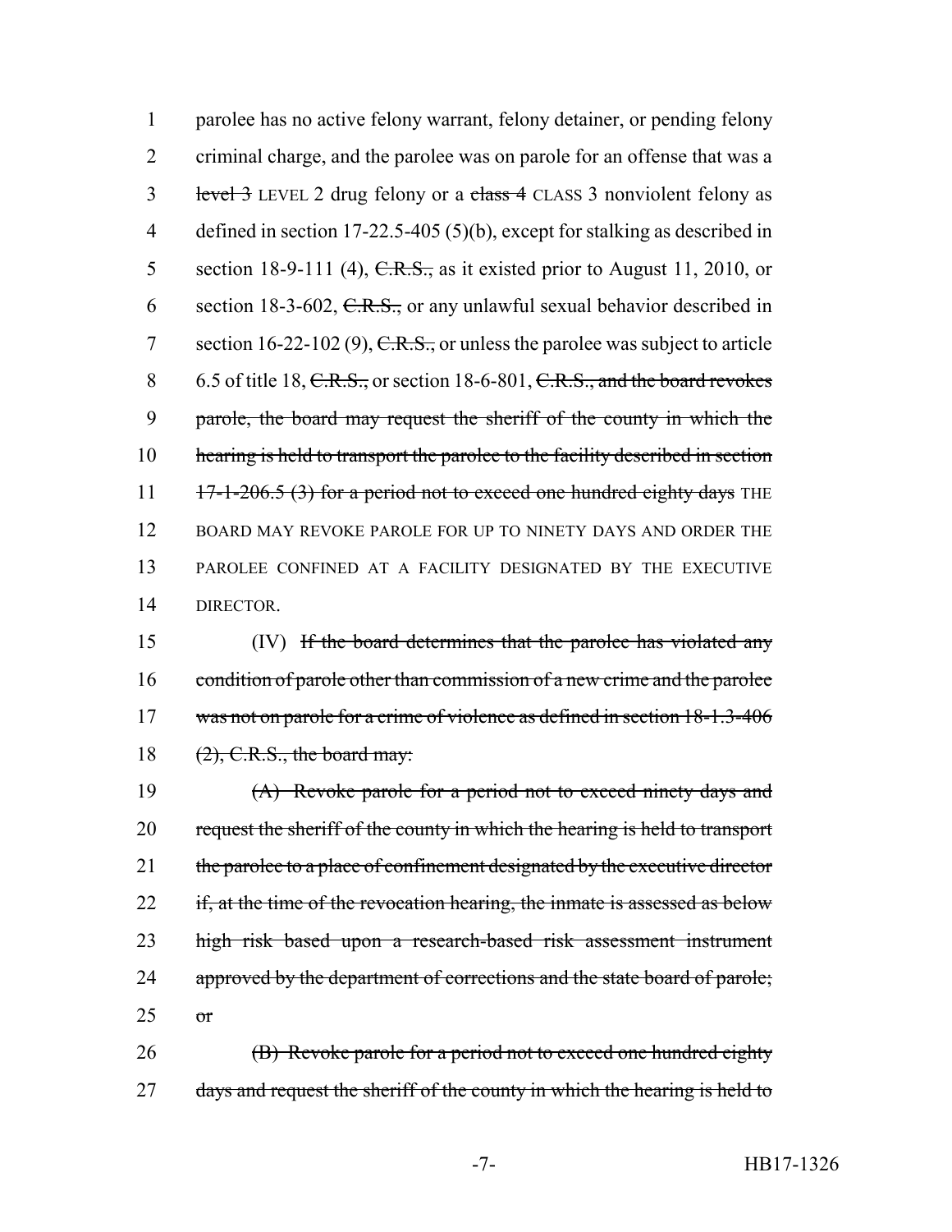parolee has no active felony warrant, felony detainer, or pending felony criminal charge, and the parolee was on parole for an offense that was a ~~level 3~~ LEVEL 2 drug felony or a ~~class 4~~ CLASS 3 nonviolent felony as defined in section 17-22.5-405 (5)(b), except for stalking as described in section 18-9-111 (4), ~~C.R.S.,~~ as it existed prior to August 11, 2010, or section 18-3-602, ~~C.R.S.,~~ or any unlawful sexual behavior described in section 16-22-102 (9), ~~C.R.S.,~~ or unless the parolee was subject to article 6.5 of title 18, ~~C.R.S.,~~ or section 18-6-801, ~~C.R.S., and the board revokes parole, the board may request the sheriff of the county in which the hearing is held to transport the parolee to the facility described in section 17-1-206.5 (3) for a period not to exceed one hundred eighty days~~ THE BOARD MAY REVOKE PAROLE FOR UP TO NINETY DAYS AND ORDER THE PAROLEE CONFINED AT A FACILITY DESIGNATED BY THE EXECUTIVE DIRECTOR.

(IV) ~~If the board determines that the parolee has violated any condition of parole other than commission of a new crime and the parolee was not on parole for a crime of violence as defined in section 18-1.3-406 (2), C.R.S., the board may:~~

~~(A) Revoke parole for a period not to exceed ninety days and request the sheriff of the county in which the hearing is held to transport the parolee to a place of confinement designated by the executive director if, at the time of the revocation hearing, the inmate is assessed as below high risk based upon a research-based risk assessment instrument approved by the department of corrections and the state board of parole; or~~

~~(B) Revoke parole for a period not to exceed one hundred eighty days and request the sheriff of the county in which the hearing is held to~~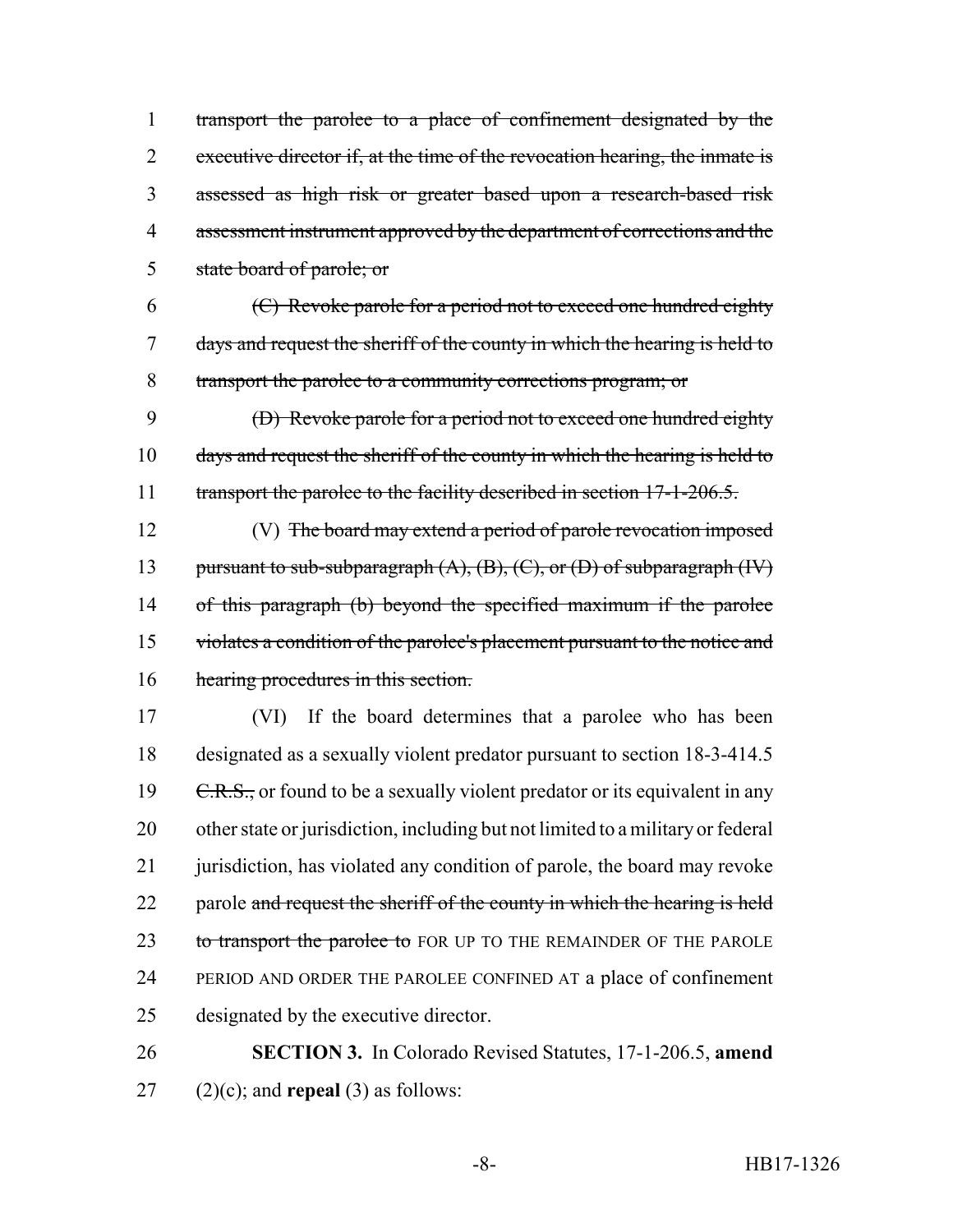~~transport the parolee to a place of confinement designated by the executive director if, at the time of the revocation hearing, the inmate is assessed as high risk or greater based upon a research-based risk assessment instrument approved by the department of corrections and the state board of parole; or~~

~~(C) Revoke parole for a period not to exceed one hundred eighty days and request the sheriff of the county in which the hearing is held to transport the parolee to a community corrections program; or~~

~~(D) Revoke parole for a period not to exceed one hundred eighty days and request the sheriff of the county in which the hearing is held to transport the parolee to the facility described in section 17-1-206.5.~~

(V) ~~The board may extend a period of parole revocation imposed pursuant to sub-subparagraph (A), (B), (C), or (D) of subparagraph (IV) of this paragraph (b) beyond the specified maximum if the parolee violates a condition of the parolee's placement pursuant to the notice and hearing procedures in this section.~~

(VI) If the board determines that a parolee who has been designated as a sexually violent predator pursuant to section 18-3-414.5 ~~C.R.S.,~~ or found to be a sexually violent predator or its equivalent in any other state or jurisdiction, including but not limited to a military or federal jurisdiction, has violated any condition of parole, the board may revoke parole ~~and request the sheriff of the county in which the hearing is held to transport the parolee to~~ FOR UP TO THE REMAINDER OF THE PAROLE PERIOD AND ORDER THE PAROLEE CONFINED AT a place of confinement designated by the executive director.

**SECTION 3.** In Colorado Revised Statutes, 17-1-206.5, **amend** (2)(c); and **repeal** (3) as follows: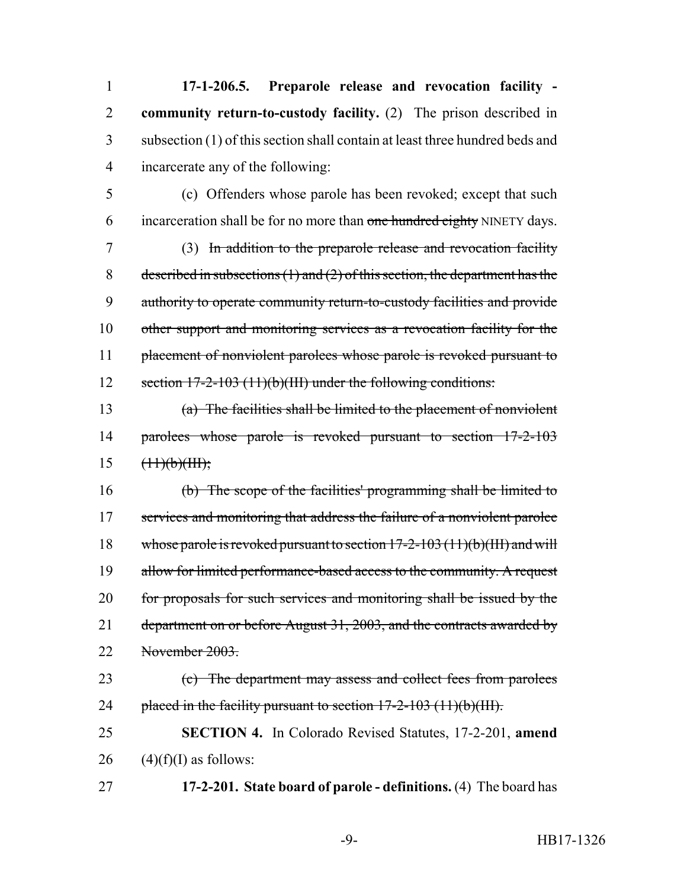**17-1-206.5. Preparole release and revocation facility - community return-to-custody facility.** (2) The prison described in subsection (1) of this section shall contain at least three hundred beds and incarcerate any of the following:

(c) Offenders whose parole has been revoked; except that such incarceration shall be for no more than ~~one hundred eighty~~ NINETY days.

(3) ~~In addition to the preparole release and revocation facility described in subsections (1) and (2) of this section, the department has the authority to operate community return-to-custody facilities and provide other support and monitoring services as a revocation facility for the placement of nonviolent parolees whose parole is revoked pursuant to section 17-2-103 (11)(b)(III) under the following conditions:~~

~~(a) The facilities shall be limited to the placement of nonviolent parolees whose parole is revoked pursuant to section 17-2-103 (11)(b)(III);~~

~~(b) The scope of the facilities' programming shall be limited to services and monitoring that address the failure of a nonviolent parolee whose parole is revoked pursuant to section 17-2-103 (11)(b)(III) and will allow for limited performance-based access to the community. A request for proposals for such services and monitoring shall be issued by the department on or before August 31, 2003, and the contracts awarded by November 2003.~~

~~(c) The department may assess and collect fees from parolees placed in the facility pursuant to section 17-2-103 (11)(b)(III).~~

**SECTION 4.** In Colorado Revised Statutes, 17-2-201, **amend** (4)(f)(I) as follows:

**17-2-201. State board of parole - definitions.** (4) The board has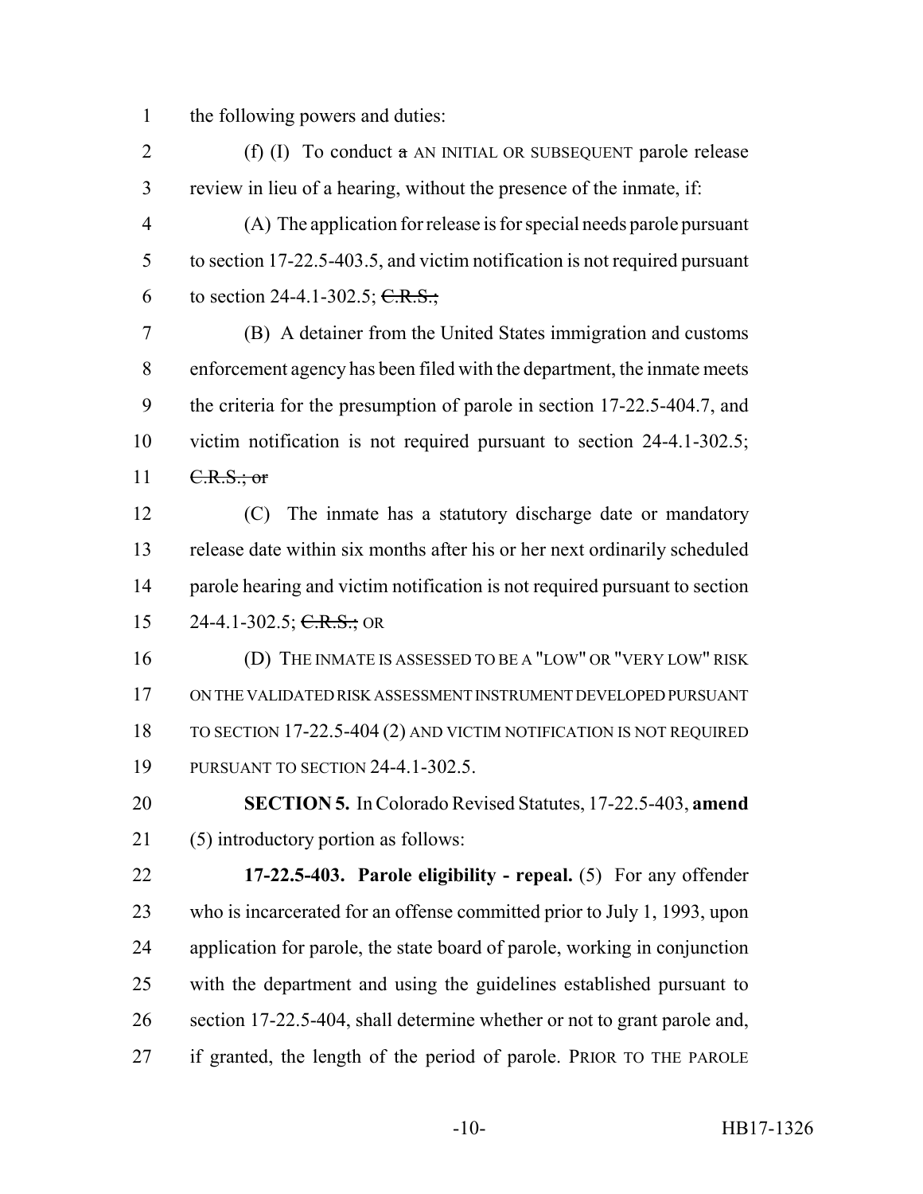the following powers and duties:

(f) (I) To conduct ~~a~~ AN INITIAL OR SUBSEQUENT parole release review in lieu of a hearing, without the presence of the inmate, if:

(A) The application for release is for special needs parole pursuant to section 17-22.5-403.5, and victim notification is not required pursuant to section 24-4.1-302.5; ~~C.R.S.;~~

(B) A detainer from the United States immigration and customs enforcement agency has been filed with the department, the inmate meets the criteria for the presumption of parole in section 17-22.5-404.7, and victim notification is not required pursuant to section 24-4.1-302.5; ~~C.R.S.; or~~

(C) The inmate has a statutory discharge date or mandatory release date within six months after his or her next ordinarily scheduled parole hearing and victim notification is not required pursuant to section 24-4.1-302.5; ~~C.R.S.;~~ OR

(D) THE INMATE IS ASSESSED TO BE A "LOW" OR "VERY LOW" RISK ON THE VALIDATED RISK ASSESSMENT INSTRUMENT DEVELOPED PURSUANT TO SECTION 17-22.5-404 (2) AND VICTIM NOTIFICATION IS NOT REQUIRED PURSUANT TO SECTION 24-4.1-302.5.

**SECTION 5.** In Colorado Revised Statutes, 17-22.5-403, **amend** (5) introductory portion as follows:

**17-22.5-403. Parole eligibility - repeal.** (5) For any offender who is incarcerated for an offense committed prior to July 1, 1993, upon application for parole, the state board of parole, working in conjunction with the department and using the guidelines established pursuant to section 17-22.5-404, shall determine whether or not to grant parole and, if granted, the length of the period of parole. PRIOR TO THE PAROLE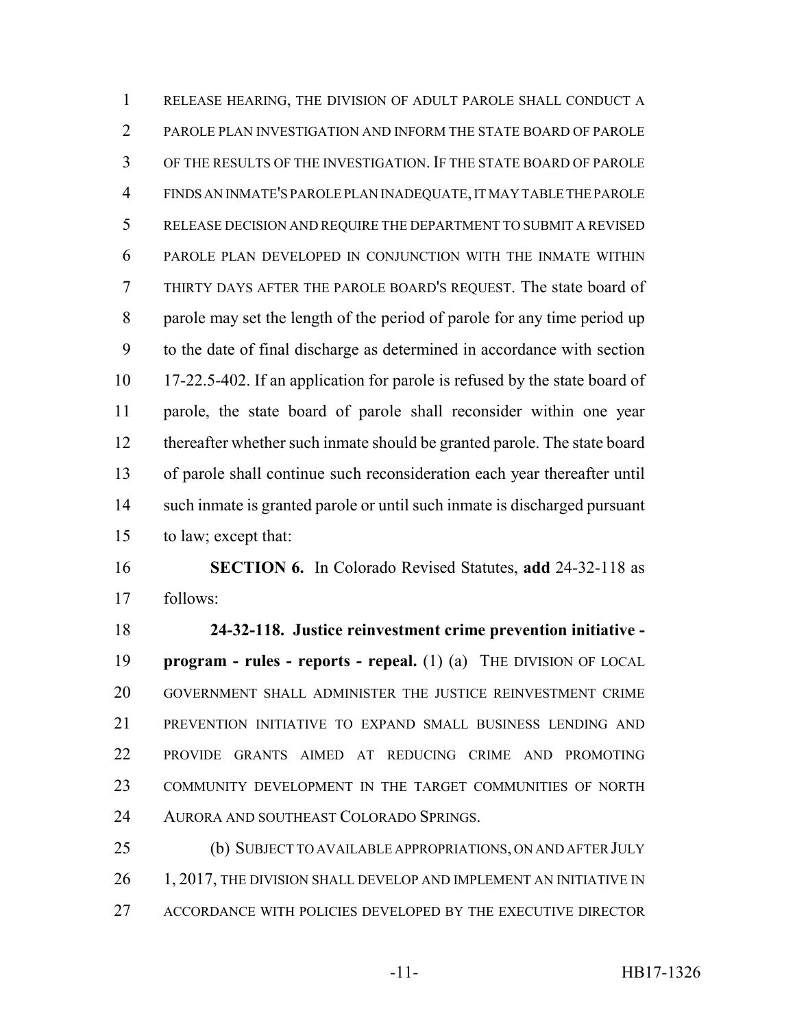RELEASE HEARING, THE DIVISION OF ADULT PAROLE SHALL CONDUCT A PAROLE PLAN INVESTIGATION AND INFORM THE STATE BOARD OF PAROLE OF THE RESULTS OF THE INVESTIGATION. IF THE STATE BOARD OF PAROLE FINDS AN INMATE'S PAROLE PLAN INADEQUATE, IT MAY TABLE THE PAROLE RELEASE DECISION AND REQUIRE THE DEPARTMENT TO SUBMIT A REVISED PAROLE PLAN DEVELOPED IN CONJUNCTION WITH THE INMATE WITHIN THIRTY DAYS AFTER THE PAROLE BOARD'S REQUEST. The state board of parole may set the length of the period of parole for any time period up to the date of final discharge as determined in accordance with section 17-22.5-402. If an application for parole is refused by the state board of parole, the state board of parole shall reconsider within one year thereafter whether such inmate should be granted parole. The state board of parole shall continue such reconsideration each year thereafter until such inmate is granted parole or until such inmate is discharged pursuant to law; except that:

**SECTION 6.** In Colorado Revised Statutes, **add** 24-32-118 as follows:

**24-32-118. Justice reinvestment crime prevention initiative - program - rules - reports - repeal.** (1) (a) THE DIVISION OF LOCAL GOVERNMENT SHALL ADMINISTER THE JUSTICE REINVESTMENT CRIME PREVENTION INITIATIVE TO EXPAND SMALL BUSINESS LENDING AND PROVIDE GRANTS AIMED AT REDUCING CRIME AND PROMOTING COMMUNITY DEVELOPMENT IN THE TARGET COMMUNITIES OF NORTH AURORA AND SOUTHEAST COLORADO SPRINGS.

(b) SUBJECT TO AVAILABLE APPROPRIATIONS, ON AND AFTER JULY 1, 2017, THE DIVISION SHALL DEVELOP AND IMPLEMENT AN INITIATIVE IN ACCORDANCE WITH POLICIES DEVELOPED BY THE EXECUTIVE DIRECTOR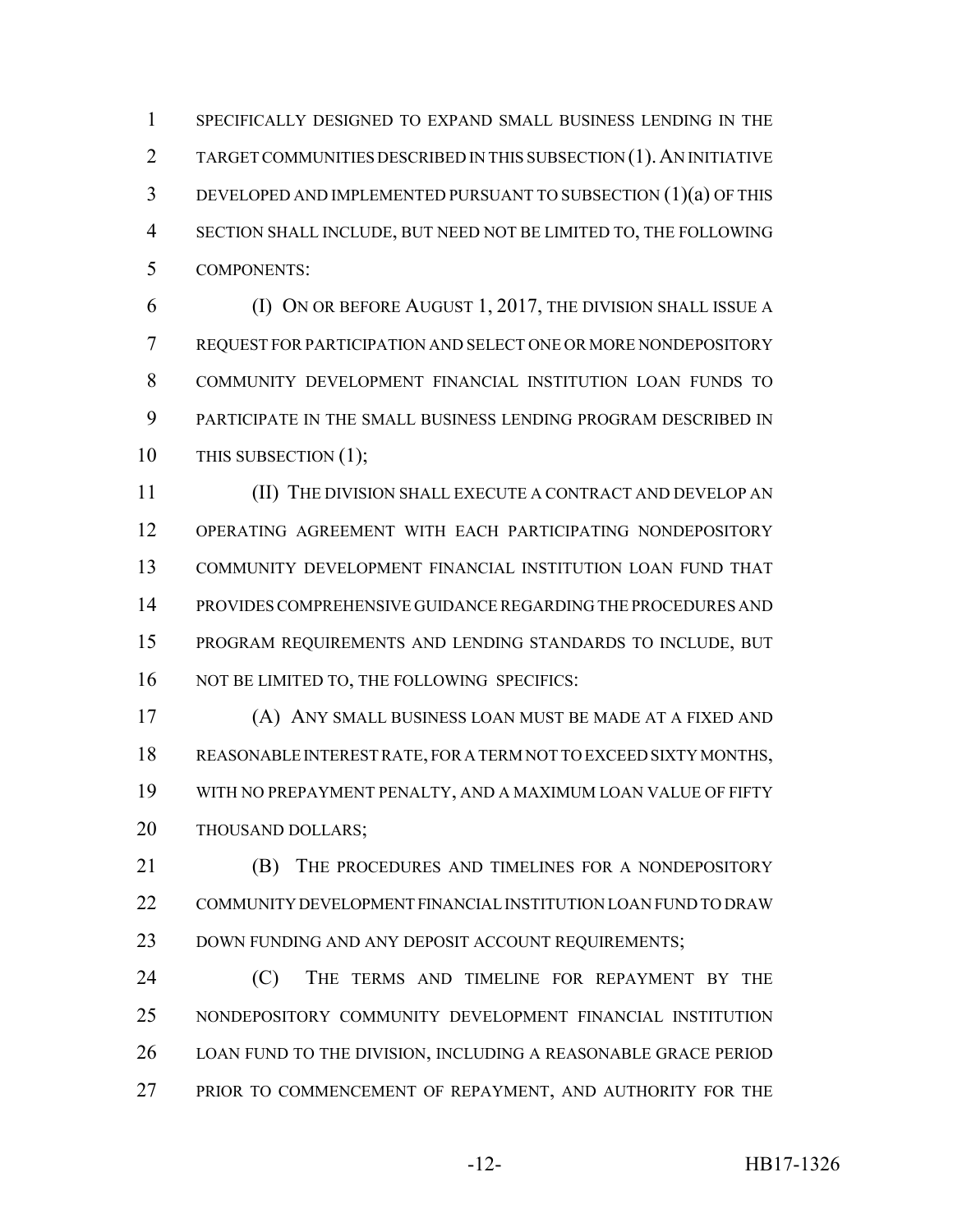SPECIFICALLY DESIGNED TO EXPAND SMALL BUSINESS LENDING IN THE TARGET COMMUNITIES DESCRIBED IN THIS SUBSECTION (1). AN INITIATIVE DEVELOPED AND IMPLEMENTED PURSUANT TO SUBSECTION (1)(a) OF THIS SECTION SHALL INCLUDE, BUT NEED NOT BE LIMITED TO, THE FOLLOWING COMPONENTS:

(I) ON OR BEFORE AUGUST 1, 2017, THE DIVISION SHALL ISSUE A REQUEST FOR PARTICIPATION AND SELECT ONE OR MORE NONDEPOSITORY COMMUNITY DEVELOPMENT FINANCIAL INSTITUTION LOAN FUNDS TO PARTICIPATE IN THE SMALL BUSINESS LENDING PROGRAM DESCRIBED IN THIS SUBSECTION (1);

(II) THE DIVISION SHALL EXECUTE A CONTRACT AND DEVELOP AN OPERATING AGREEMENT WITH EACH PARTICIPATING NONDEPOSITORY COMMUNITY DEVELOPMENT FINANCIAL INSTITUTION LOAN FUND THAT PROVIDES COMPREHENSIVE GUIDANCE REGARDING THE PROCEDURES AND PROGRAM REQUIREMENTS AND LENDING STANDARDS TO INCLUDE, BUT NOT BE LIMITED TO, THE FOLLOWING SPECIFICS:

(A) ANY SMALL BUSINESS LOAN MUST BE MADE AT A FIXED AND REASONABLE INTEREST RATE, FOR A TERM NOT TO EXCEED SIXTY MONTHS, WITH NO PREPAYMENT PENALTY, AND A MAXIMUM LOAN VALUE OF FIFTY THOUSAND DOLLARS;

(B) THE PROCEDURES AND TIMELINES FOR A NONDEPOSITORY COMMUNITY DEVELOPMENT FINANCIAL INSTITUTION LOAN FUND TO DRAW DOWN FUNDING AND ANY DEPOSIT ACCOUNT REQUIREMENTS;

(C) THE TERMS AND TIMELINE FOR REPAYMENT BY THE NONDEPOSITORY COMMUNITY DEVELOPMENT FINANCIAL INSTITUTION LOAN FUND TO THE DIVISION, INCLUDING A REASONABLE GRACE PERIOD PRIOR TO COMMENCEMENT OF REPAYMENT, AND AUTHORITY FOR THE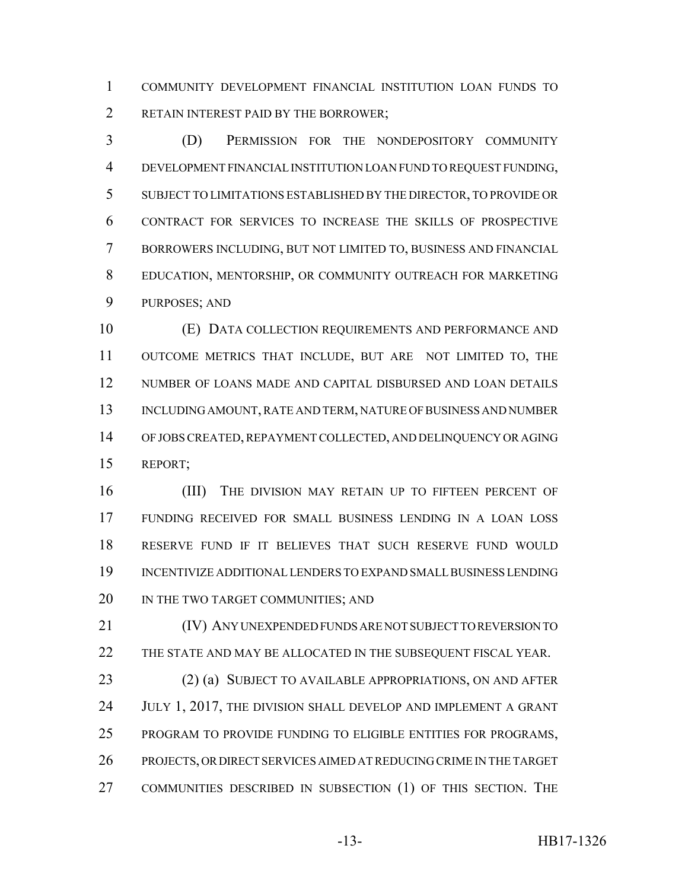COMMUNITY DEVELOPMENT FINANCIAL INSTITUTION LOAN FUNDS TO RETAIN INTEREST PAID BY THE BORROWER;

(D) PERMISSION FOR THE NONDEPOSITORY COMMUNITY DEVELOPMENT FINANCIAL INSTITUTION LOAN FUND TO REQUEST FUNDING, SUBJECT TO LIMITATIONS ESTABLISHED BY THE DIRECTOR, TO PROVIDE OR CONTRACT FOR SERVICES TO INCREASE THE SKILLS OF PROSPECTIVE BORROWERS INCLUDING, BUT NOT LIMITED TO, BUSINESS AND FINANCIAL EDUCATION, MENTORSHIP, OR COMMUNITY OUTREACH FOR MARKETING PURPOSES; AND

(E) DATA COLLECTION REQUIREMENTS AND PERFORMANCE AND OUTCOME METRICS THAT INCLUDE, BUT ARE NOT LIMITED TO, THE NUMBER OF LOANS MADE AND CAPITAL DISBURSED AND LOAN DETAILS INCLUDING AMOUNT, RATE AND TERM, NATURE OF BUSINESS AND NUMBER OF JOBS CREATED, REPAYMENT COLLECTED, AND DELINQUENCY OR AGING REPORT;

(III) THE DIVISION MAY RETAIN UP TO FIFTEEN PERCENT OF FUNDING RECEIVED FOR SMALL BUSINESS LENDING IN A LOAN LOSS RESERVE FUND IF IT BELIEVES THAT SUCH RESERVE FUND WOULD INCENTIVIZE ADDITIONAL LENDERS TO EXPAND SMALL BUSINESS LENDING IN THE TWO TARGET COMMUNITIES; AND

(IV) ANY UNEXPENDED FUNDS ARE NOT SUBJECT TO REVERSION TO THE STATE AND MAY BE ALLOCATED IN THE SUBSEQUENT FISCAL YEAR.

(2) (a) SUBJECT TO AVAILABLE APPROPRIATIONS, ON AND AFTER JULY 1, 2017, THE DIVISION SHALL DEVELOP AND IMPLEMENT A GRANT PROGRAM TO PROVIDE FUNDING TO ELIGIBLE ENTITIES FOR PROGRAMS, PROJECTS, OR DIRECT SERVICES AIMED AT REDUCING CRIME IN THE TARGET COMMUNITIES DESCRIBED IN SUBSECTION (1) OF THIS SECTION. THE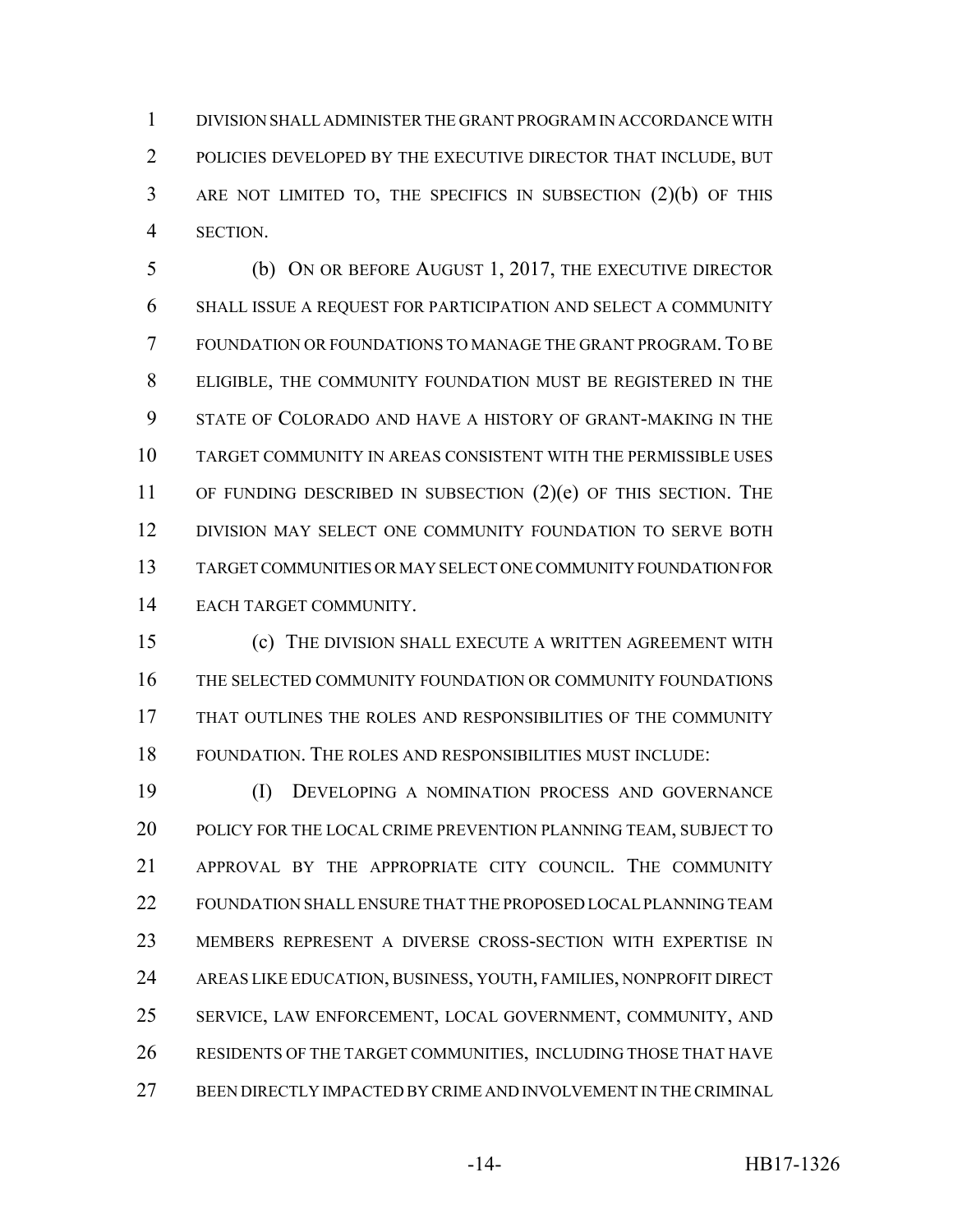DIVISION SHALL ADMINISTER THE GRANT PROGRAM IN ACCORDANCE WITH POLICIES DEVELOPED BY THE EXECUTIVE DIRECTOR THAT INCLUDE, BUT ARE NOT LIMITED TO, THE SPECIFICS IN SUBSECTION (2)(b) OF THIS SECTION.

(b) ON OR BEFORE AUGUST 1, 2017, THE EXECUTIVE DIRECTOR SHALL ISSUE A REQUEST FOR PARTICIPATION AND SELECT A COMMUNITY FOUNDATION OR FOUNDATIONS TO MANAGE THE GRANT PROGRAM. TO BE ELIGIBLE, THE COMMUNITY FOUNDATION MUST BE REGISTERED IN THE STATE OF COLORADO AND HAVE A HISTORY OF GRANT-MAKING IN THE TARGET COMMUNITY IN AREAS CONSISTENT WITH THE PERMISSIBLE USES OF FUNDING DESCRIBED IN SUBSECTION (2)(e) OF THIS SECTION. THE DIVISION MAY SELECT ONE COMMUNITY FOUNDATION TO SERVE BOTH TARGET COMMUNITIES OR MAY SELECT ONE COMMUNITY FOUNDATION FOR EACH TARGET COMMUNITY.

(c) THE DIVISION SHALL EXECUTE A WRITTEN AGREEMENT WITH THE SELECTED COMMUNITY FOUNDATION OR COMMUNITY FOUNDATIONS THAT OUTLINES THE ROLES AND RESPONSIBILITIES OF THE COMMUNITY FOUNDATION. THE ROLES AND RESPONSIBILITIES MUST INCLUDE:

(I) DEVELOPING A NOMINATION PROCESS AND GOVERNANCE POLICY FOR THE LOCAL CRIME PREVENTION PLANNING TEAM, SUBJECT TO APPROVAL BY THE APPROPRIATE CITY COUNCIL. THE COMMUNITY FOUNDATION SHALL ENSURE THAT THE PROPOSED LOCAL PLANNING TEAM MEMBERS REPRESENT A DIVERSE CROSS-SECTION WITH EXPERTISE IN AREAS LIKE EDUCATION, BUSINESS, YOUTH, FAMILIES, NONPROFIT DIRECT SERVICE, LAW ENFORCEMENT, LOCAL GOVERNMENT, COMMUNITY, AND RESIDENTS OF THE TARGET COMMUNITIES, INCLUDING THOSE THAT HAVE BEEN DIRECTLY IMPACTED BY CRIME AND INVOLVEMENT IN THE CRIMINAL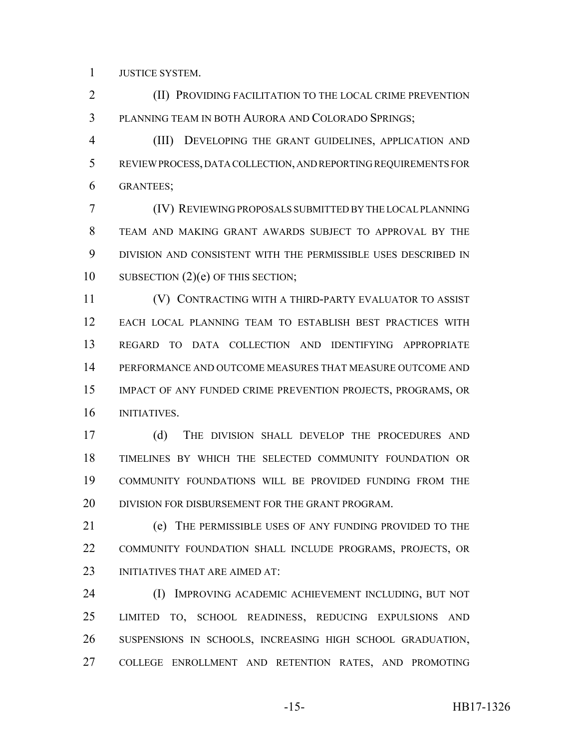JUSTICE SYSTEM.

(II) PROVIDING FACILITATION TO THE LOCAL CRIME PREVENTION PLANNING TEAM IN BOTH AURORA AND COLORADO SPRINGS;

(III) DEVELOPING THE GRANT GUIDELINES, APPLICATION AND REVIEW PROCESS, DATA COLLECTION, AND REPORTING REQUIREMENTS FOR GRANTEES;

(IV) REVIEWING PROPOSALS SUBMITTED BY THE LOCAL PLANNING TEAM AND MAKING GRANT AWARDS SUBJECT TO APPROVAL BY THE DIVISION AND CONSISTENT WITH THE PERMISSIBLE USES DESCRIBED IN SUBSECTION (2)(e) OF THIS SECTION;

(V) CONTRACTING WITH A THIRD-PARTY EVALUATOR TO ASSIST EACH LOCAL PLANNING TEAM TO ESTABLISH BEST PRACTICES WITH REGARD TO DATA COLLECTION AND IDENTIFYING APPROPRIATE PERFORMANCE AND OUTCOME MEASURES THAT MEASURE OUTCOME AND IMPACT OF ANY FUNDED CRIME PREVENTION PROJECTS, PROGRAMS, OR INITIATIVES.

(d) THE DIVISION SHALL DEVELOP THE PROCEDURES AND TIMELINES BY WHICH THE SELECTED COMMUNITY FOUNDATION OR COMMUNITY FOUNDATIONS WILL BE PROVIDED FUNDING FROM THE DIVISION FOR DISBURSEMENT FOR THE GRANT PROGRAM.

(e) THE PERMISSIBLE USES OF ANY FUNDING PROVIDED TO THE COMMUNITY FOUNDATION SHALL INCLUDE PROGRAMS, PROJECTS, OR INITIATIVES THAT ARE AIMED AT:

(I) IMPROVING ACADEMIC ACHIEVEMENT INCLUDING, BUT NOT LIMITED TO, SCHOOL READINESS, REDUCING EXPULSIONS AND SUSPENSIONS IN SCHOOLS, INCREASING HIGH SCHOOL GRADUATION, COLLEGE ENROLLMENT AND RETENTION RATES, AND PROMOTING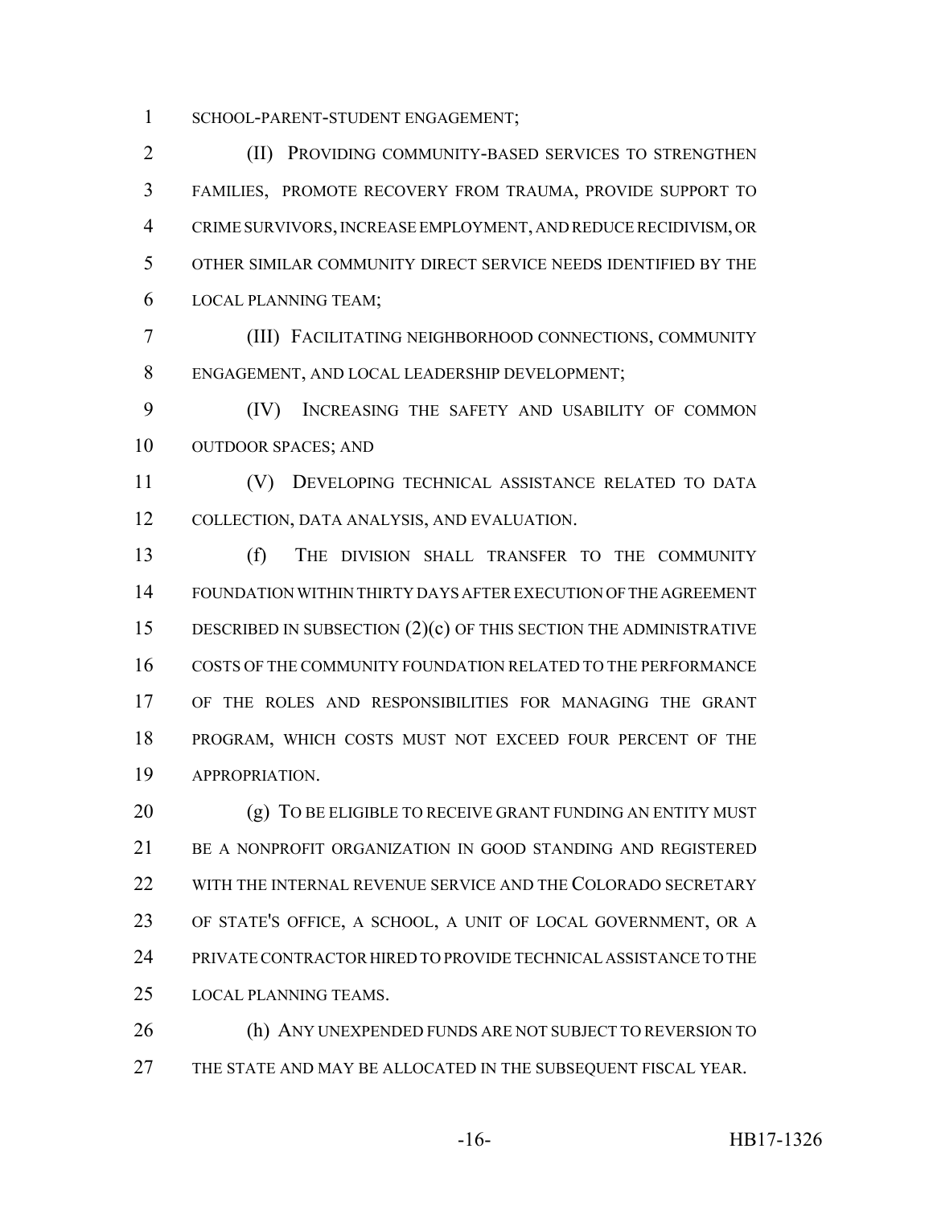SCHOOL-PARENT-STUDENT ENGAGEMENT;

(II) PROVIDING COMMUNITY-BASED SERVICES TO STRENGTHEN FAMILIES, PROMOTE RECOVERY FROM TRAUMA, PROVIDE SUPPORT TO CRIME SURVIVORS, INCREASE EMPLOYMENT, AND REDUCE RECIDIVISM, OR OTHER SIMILAR COMMUNITY DIRECT SERVICE NEEDS IDENTIFIED BY THE LOCAL PLANNING TEAM;

(III) FACILITATING NEIGHBORHOOD CONNECTIONS, COMMUNITY ENGAGEMENT, AND LOCAL LEADERSHIP DEVELOPMENT;

(IV) INCREASING THE SAFETY AND USABILITY OF COMMON OUTDOOR SPACES; AND

(V) DEVELOPING TECHNICAL ASSISTANCE RELATED TO DATA COLLECTION, DATA ANALYSIS, AND EVALUATION.

(f) THE DIVISION SHALL TRANSFER TO THE COMMUNITY FOUNDATION WITHIN THIRTY DAYS AFTER EXECUTION OF THE AGREEMENT DESCRIBED IN SUBSECTION (2)(c) OF THIS SECTION THE ADMINISTRATIVE COSTS OF THE COMMUNITY FOUNDATION RELATED TO THE PERFORMANCE OF THE ROLES AND RESPONSIBILITIES FOR MANAGING THE GRANT PROGRAM, WHICH COSTS MUST NOT EXCEED FOUR PERCENT OF THE APPROPRIATION.

(g) TO BE ELIGIBLE TO RECEIVE GRANT FUNDING AN ENTITY MUST BE A NONPROFIT ORGANIZATION IN GOOD STANDING AND REGISTERED WITH THE INTERNAL REVENUE SERVICE AND THE COLORADO SECRETARY OF STATE'S OFFICE, A SCHOOL, A UNIT OF LOCAL GOVERNMENT, OR A PRIVATE CONTRACTOR HIRED TO PROVIDE TECHNICAL ASSISTANCE TO THE LOCAL PLANNING TEAMS.

(h) ANY UNEXPENDED FUNDS ARE NOT SUBJECT TO REVERSION TO THE STATE AND MAY BE ALLOCATED IN THE SUBSEQUENT FISCAL YEAR.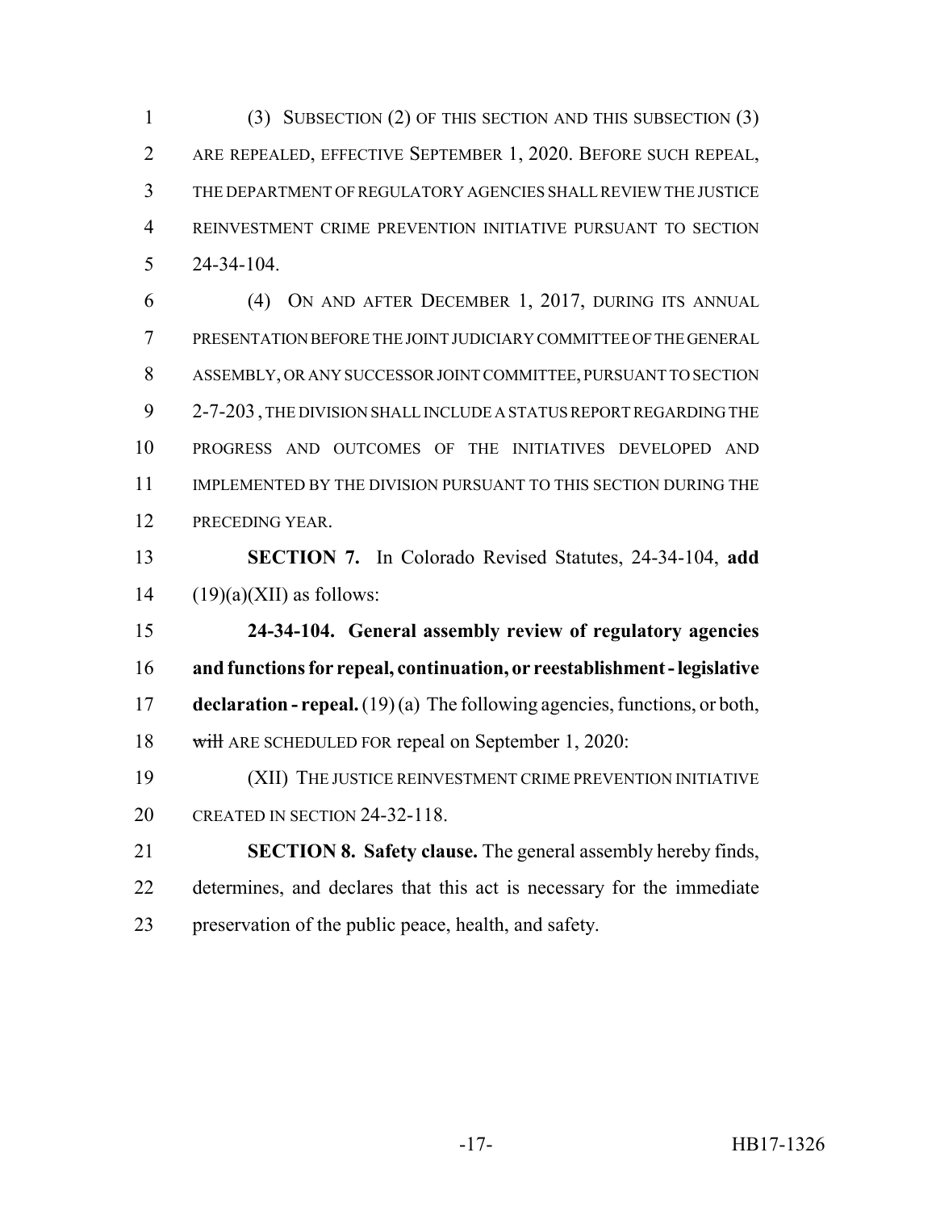(3) SUBSECTION (2) OF THIS SECTION AND THIS SUBSECTION (3) ARE REPEALED, EFFECTIVE SEPTEMBER 1, 2020. BEFORE SUCH REPEAL, THE DEPARTMENT OF REGULATORY AGENCIES SHALL REVIEW THE JUSTICE REINVESTMENT CRIME PREVENTION INITIATIVE PURSUANT TO SECTION 24-34-104.

(4) ON AND AFTER DECEMBER 1, 2017, DURING ITS ANNUAL PRESENTATION BEFORE THE JOINT JUDICIARY COMMITTEE OF THE GENERAL ASSEMBLY, OR ANY SUCCESSOR JOINT COMMITTEE, PURSUANT TO SECTION 2-7-203, THE DIVISION SHALL INCLUDE A STATUS REPORT REGARDING THE PROGRESS AND OUTCOMES OF THE INITIATIVES DEVELOPED AND IMPLEMENTED BY THE DIVISION PURSUANT TO THIS SECTION DURING THE PRECEDING YEAR.

**SECTION 7.** In Colorado Revised Statutes, 24-34-104, **add** (19)(a)(XII) as follows:

**24-34-104. General assembly review of regulatory agencies and functions for repeal, continuation, or reestablishment - legislative declaration - repeal.** (19) (a) The following agencies, functions, or both, ~~will~~ ARE SCHEDULED FOR repeal on September 1, 2020:

(XII) THE JUSTICE REINVESTMENT CRIME PREVENTION INITIATIVE CREATED IN SECTION 24-32-118.

**SECTION 8. Safety clause.** The general assembly hereby finds, determines, and declares that this act is necessary for the immediate preservation of the public peace, health, and safety.